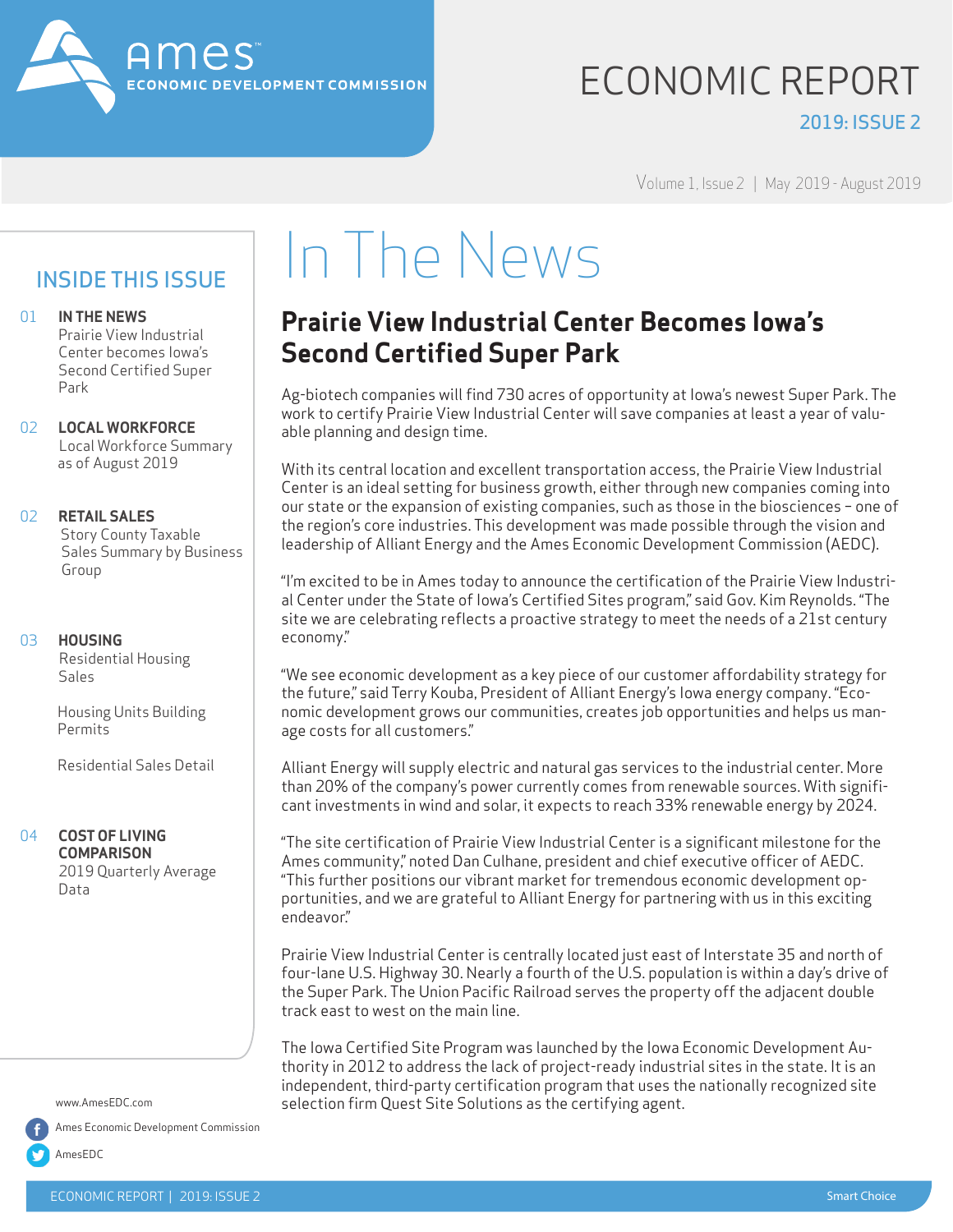Ames™ ECONOMIC DEVELOPMENT COMMISSION

# ECONOMIC REPORT

2019: ISSUE 2

Volume 1, Issue 2 | May 2019 - August 2019

## INSIDE THIS ISSUE

01 **IN THE NEWS**
Prairie View Industrial Center becomes Iowa's Second Certified Super Park

02 **LOCAL WORKFORCE**
Local Workforce Summary as of August 2019

02 **RETAIL SALES**
Story County Taxable Sales Summary by Business Group

03 **HOUSING**
Residential Housing Sales

Housing Units Building Permits

Residential Sales Detail

04 **COST OF LIVING COMPARISON**
2019 Quarterly Average Data

www.AmesEDC.com

Ames Economic Development Commission

AmesEDC

# In The News

## Prairie View Industrial Center Becomes Iowa's Second Certified Super Park

Ag-biotech companies will find 730 acres of opportunity at Iowa's newest Super Park. The work to certify Prairie View Industrial Center will save companies at least a year of valuable planning and design time.

With its central location and excellent transportation access, the Prairie View Industrial Center is an ideal setting for business growth, either through new companies coming into our state or the expansion of existing companies, such as those in the biosciences – one of the region's core industries. This development was made possible through the vision and leadership of Alliant Energy and the Ames Economic Development Commission (AEDC).

"I'm excited to be in Ames today to announce the certification of the Prairie View Industrial Center under the State of Iowa's Certified Sites program," said Gov. Kim Reynolds. "The site we are celebrating reflects a proactive strategy to meet the needs of a 21st century economy."

"We see economic development as a key piece of our customer affordability strategy for the future," said Terry Kouba, President of Alliant Energy's Iowa energy company. "Economic development grows our communities, creates job opportunities and helps us manage costs for all customers."

Alliant Energy will supply electric and natural gas services to the industrial center. More than 20% of the company's power currently comes from renewable sources. With significant investments in wind and solar, it expects to reach 33% renewable energy by 2024.

"The site certification of Prairie View Industrial Center is a significant milestone for the Ames community," noted Dan Culhane, president and chief executive officer of AEDC. "This further positions our vibrant market for tremendous economic development opportunities, and we are grateful to Alliant Energy for partnering with us in this exciting endeavor."

Prairie View Industrial Center is centrally located just east of Interstate 35 and north of four-lane U.S. Highway 30. Nearly a fourth of the U.S. population is within a day's drive of the Super Park. The Union Pacific Railroad serves the property off the adjacent double track east to west on the main line.

The Iowa Certified Site Program was launched by the Iowa Economic Development Authority in 2012 to address the lack of project-ready industrial sites in the state. It is an independent, third-party certification program that uses the nationally recognized site selection firm Quest Site Solutions as the certifying agent.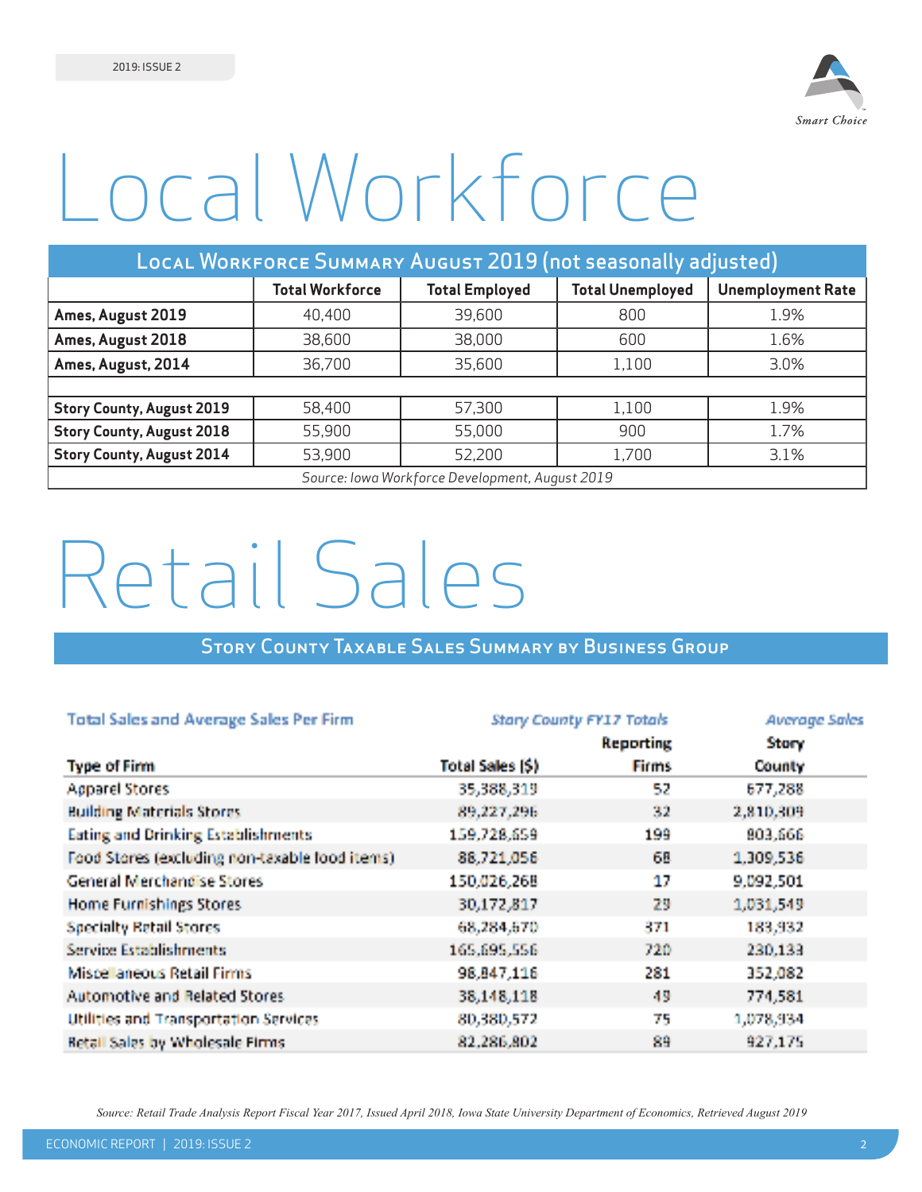# Local Workforce

| Local Workforce Summary August 2019 (not seasonally adjusted) | | | | |
|---|---|---|---|---|
| | **Total Workforce** | **Total Employed** | **Total Unemployed** | **Unemployment Rate** |
| **Ames, August 2019** | 40,400 | 39,600 | 800 | 1.9% |
| **Ames, August 2018** | 38,600 | 38,000 | 600 | 1.6% |
| **Ames, August, 2014** | 36,700 | 35,600 | 1,100 | 3.0% |
| | | | | |
| **Story County, August 2019** | 58,400 | 57,300 | 1,100 | 1.9% |
| **Story County, August 2018** | 55,900 | 55,000 | 900 | 1.7% |
| **Story County, August 2014** | 53,900 | 52,200 | 1,700 | 3.1% |

*Source: Iowa Workforce Development, August 2019*

# Retail Sales

## Story County Taxable Sales Summary by Business Group

| *Total Sales and Average Sales Per Firm* | *Story County FY17 Totals* | | *Average Sales* |
|---|---|---|---|
| **Type of Firm** | **Total Sales ($)** | **Reporting Firms** | **Story County** |
| Apparel Stores | 35,388,319 | 52 | 677,288 |
| Building Materials Stores | 89,227,296 | 32 | 2,810,309 |
| Eating and Drinking Establishments | 159,728,659 | 199 | 803,666 |
| Food Stores (excluding non-taxable food items) | 88,721,056 | 68 | 1,309,536 |
| General Merchandise Stores | 150,026,268 | 17 | 9,092,501 |
| Home Furnishings Stores | 30,172,817 | 29 | 1,031,549 |
| Specialty Retail Stores | 68,284,670 | 371 | 183,932 |
| Service Establishments | 165,695,556 | 720 | 230,133 |
| Miscellaneous Retail Firms | 98,847,116 | 281 | 352,082 |
| Automotive and Related Stores | 38,148,118 | 49 | 774,581 |
| Utilities and Transportation Services | 80,380,572 | 75 | 1,078,934 |
| Retail Sales by Wholesale Firms | 82,286,802 | 89 | 927,175 |

*Source: Retail Trade Analysis Report Fiscal Year 2017, Issued April 2018, Iowa State University Department of Economics, Retrieved August 2019*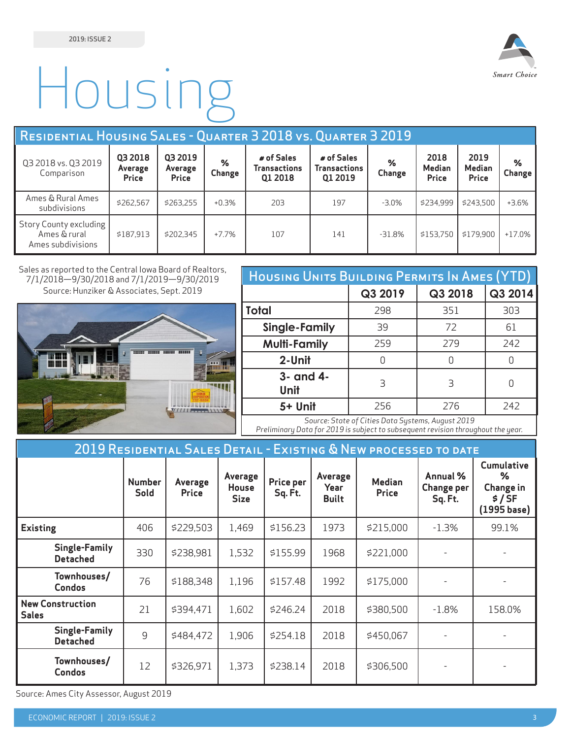# Housing

## Residential Housing Sales - Quarter 3 2018 vs. Quarter 3 2019

| Q3 2018 vs. Q3 2019 Comparison | Q3 2018 Average Price | Q3 2019 Average Price | % Change | # of Sales Transactions Q1 2018 | # of Sales Transactions Q1 2019 | % Change | 2018 Median Price | 2019 Median Price | % Change |
|---|---|---|---|---|---|---|---|---|---|
| Ames & Rural Ames subdivisions | $262,567 | $263,255 | +0.3% | 203 | 197 | -3.0% | $234,999 | $243,500 | +3.6% |
| Story County excluding Ames & rural Ames subdivisions | $187,913 | $202,345 | +7.7% | 107 | 141 | -31.8% | $153,750 | $179,900 | +17.0% |

Sales as reported to the Central Iowa Board of Realtors, 7/1/2018—9/30/2018 and 7/1/2019—9/30/2019
Source: Hunziker & Associates, Sept. 2019

## Housing Units Building Permits In Ames (YTD)

| | Q3 2019 | Q3 2018 | Q3 2014 |
|---|---|---|---|
| **Total** | 298 | 351 | 303 |
| **Single-Family** | 39 | 72 | 61 |
| **Multi-Family** | 259 | 279 | 242 |
| **2-Unit** | 0 | 0 | 0 |
| **3- and 4-Unit** | 3 | 3 | 0 |
| **5+ Unit** | 256 | 276 | 242 |

*Source: State of Cities Data Systems, August 2019*
*Preliminary Data for 2019 is subject to subsequent revision throughout the year.*

## 2019 Residential Sales Detail - Existing & New processed to date

| | Number Sold | Average Price | Average House Size | Price per Sq. Ft. | Average Year Built | Median Price | Annual % Change per Sq. Ft. | Cumulative % Change in $ / SF (1995 base) |
|---|---|---|---|---|---|---|---|---|
| **Existing** | 406 | $229,503 | 1,469 | $156.23 | 1973 | $215,000 | -1.3% | 99.1% |
| **Single-Family Detached** | 330 | $238,981 | 1,532 | $155.99 | 1968 | $221,000 | - | - |
| **Townhouses/ Condos** | 76 | $188,348 | 1,196 | $157.48 | 1992 | $175,000 | - | - |
| **New Construction Sales** | 21 | $394,471 | 1,602 | $246.24 | 2018 | $380,500 | -1.8% | 158.0% |
| **Single-Family Detached** | 9 | $484,472 | 1,906 | $254.18 | 2018 | $450,067 | - | - |
| **Townhouses/ Condos** | 12 | $326,971 | 1,373 | $238.14 | 2018 | $306,500 | - | - |

Source: Ames City Assessor, August 2019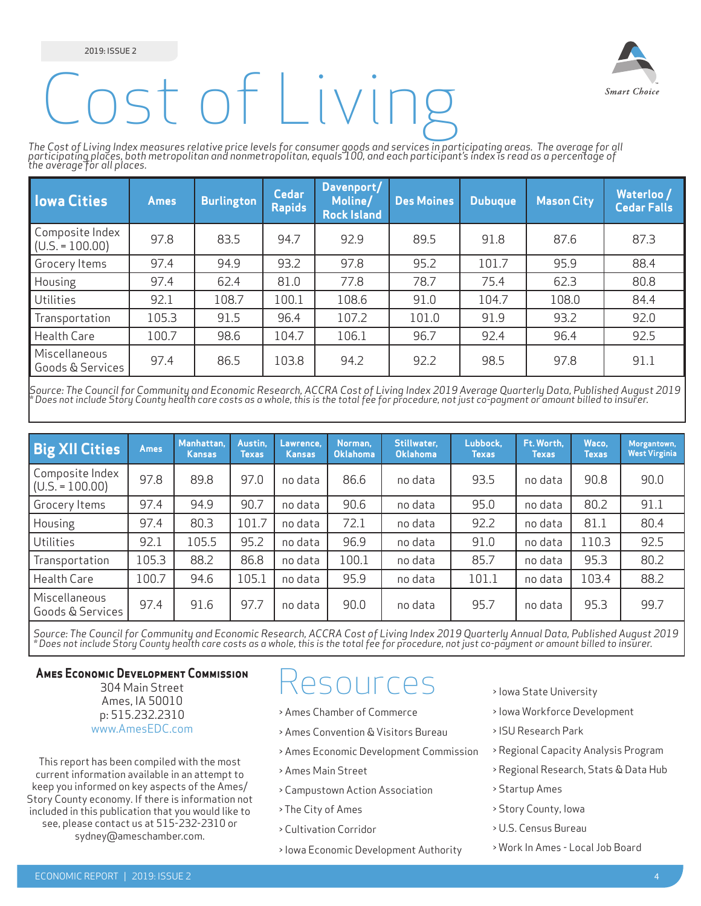# Cost of Living

*The Cost of Living Index measures relative price levels for consumer goods and services in participating areas. The average for all participating places, both metropolitan and nonmetropolitan, equals 100, and each participant's index is read as a percentage of the average for all places.*

| Iowa Cities | Ames | Burlington | Cedar Rapids | Davenport/ Moline/ Rock Island | Des Moines | Dubuque | Mason City | Waterloo / Cedar Falls |
|---|---|---|---|---|---|---|---|---|
| Composite Index (U.S. = 100.00) | 97.8 | 83.5 | 94.7 | 92.9 | 89.5 | 91.8 | 87.6 | 87.3 |
| Grocery Items | 97.4 | 94.9 | 93.2 | 97.8 | 95.2 | 101.7 | 95.9 | 88.4 |
| Housing | 97.4 | 62.4 | 81.0 | 77.8 | 78.7 | 75.4 | 62.3 | 80.8 |
| Utilities | 92.1 | 108.7 | 100.1 | 108.6 | 91.0 | 104.7 | 108.0 | 84.4 |
| Transportation | 105.3 | 91.5 | 96.4 | 107.2 | 101.0 | 91.9 | 93.2 | 92.0 |
| Health Care | 100.7 | 98.6 | 104.7 | 106.1 | 96.7 | 92.4 | 96.4 | 92.5 |
| Miscellaneous Goods & Services | 97.4 | 86.5 | 103.8 | 94.2 | 92.2 | 98.5 | 97.8 | 91.1 |

*Source: The Council for Community and Economic Research, ACCRA Cost of Living Index 2019 Average Quarterly Data, Published August 2019*
*\* Does not include Story County health care costs as a whole, this is the total fee for procedure, not just co-payment or amount billed to insurer.*

| Big XII Cities | Ames | Manhattan, Kansas | Austin, Texas | Lawrence, Kansas | Norman, Oklahoma | Stillwater, Oklahoma | Lubbock, Texas | Ft. Worth, Texas | Waco, Texas | Morgantown, West Virginia |
|---|---|---|---|---|---|---|---|---|---|---|
| Composite Index (U.S. = 100.00) | 97.8 | 89.8 | 97.0 | no data | 86.6 | no data | 93.5 | no data | 90.8 | 90.0 |
| Grocery Items | 97.4 | 94.9 | 90.7 | no data | 90.6 | no data | 95.0 | no data | 80.2 | 91.1 |
| Housing | 97.4 | 80.3 | 101.7 | no data | 72.1 | no data | 92.2 | no data | 81.1 | 80.4 |
| Utilities | 92.1 | 105.5 | 95.2 | no data | 96.9 | no data | 91.0 | no data | 110.3 | 92.5 |
| Transportation | 105.3 | 88.2 | 86.8 | no data | 100.1 | no data | 85.7 | no data | 95.3 | 80.2 |
| Health Care | 100.7 | 94.6 | 105.1 | no data | 95.9 | no data | 101.1 | no data | 103.4 | 88.2 |
| Miscellaneous Goods & Services | 97.4 | 91.6 | 97.7 | no data | 90.0 | no data | 95.7 | no data | 95.3 | 99.7 |

*Source: The Council for Community and Economic Research, ACCRA Cost of Living Index 2019 Quarterly Annual Data, Published August 2019*
*\*Does not include Story County health care costs as a whole, this is the total fee for procedure, not just co-payment or amount billed to insurer.*

**Ames Economic Development Commission**
304 Main Street
Ames, IA 50010
p: 515.232.2310
www.AmesEDC.com

This report has been compiled with the most current information available in an attempt to keep you informed on key aspects of the Ames/ Story County economy. If there is information not included in this publication that you would like to see, please contact us at 515-232-2310 or sydney@ameschamber.com.

## Resources

- Ames Chamber of Commerce
- Ames Convention & Visitors Bureau
- Ames Economic Development Commission
- Ames Main Street
- Campustown Action Association
- The City of Ames
- Cultivation Corridor
- Iowa Economic Development Authority
- Iowa State University
- Iowa Workforce Development
- ISU Research Park
- Regional Capacity Analysis Program
- Regional Research, Stats & Data Hub
- Startup Ames
- Story County, Iowa
- U.S. Census Bureau
- Work In Ames - Local Job Board